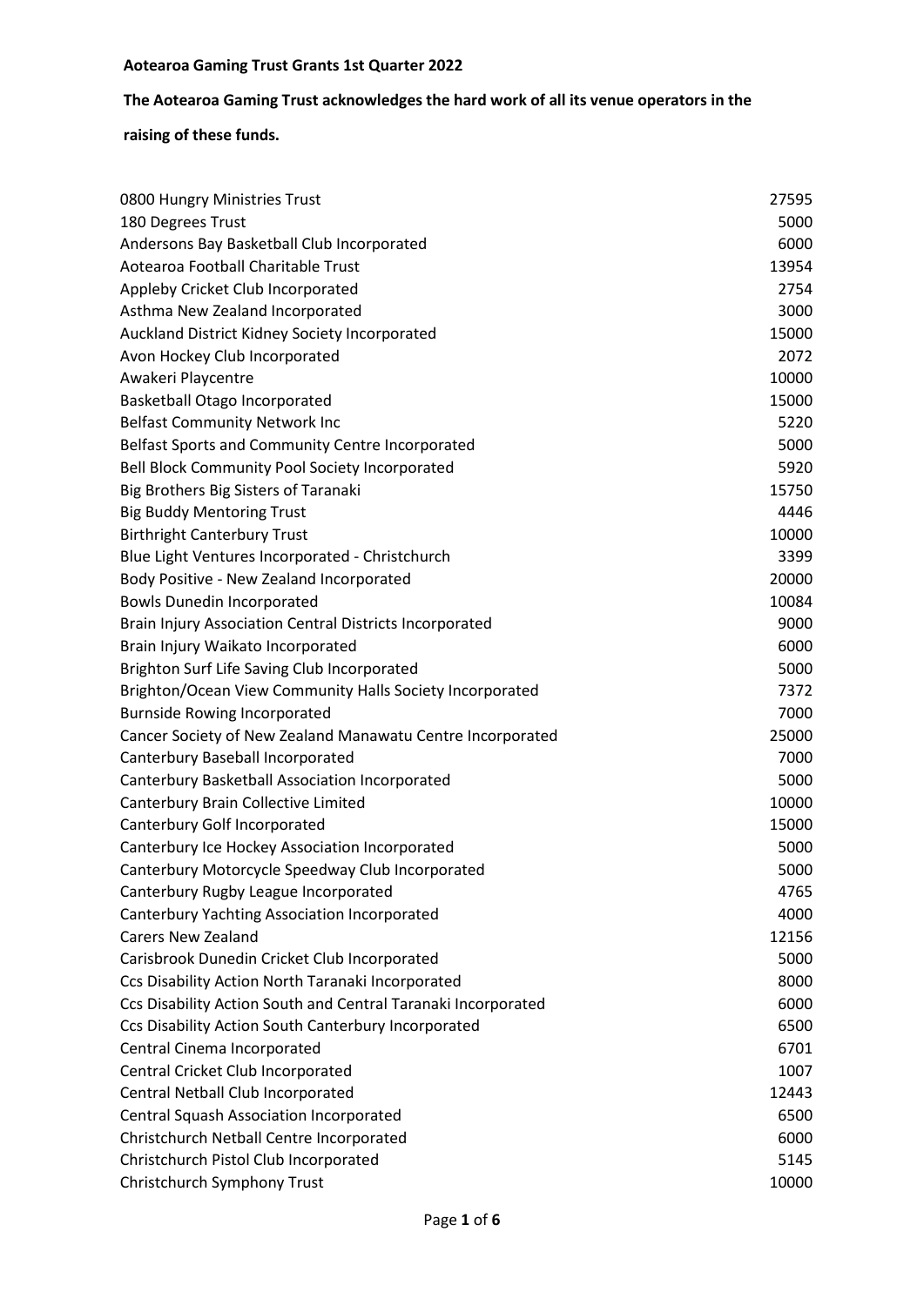**Aotearoa Gaming Trust Grants 1st Quarter 2022**

**The Aotearoa Gaming Trust acknowledges the hard work of all its venue operators in the raising of these funds.**

| | |
|---|---:|
| 0800 Hungry Ministries Trust | 27595 |
| 180 Degrees Trust | 5000 |
| Andersons Bay Basketball Club Incorporated | 6000 |
| Aotearoa Football Charitable Trust | 13954 |
| Appleby Cricket Club Incorporated | 2754 |
| Asthma New Zealand Incorporated | 3000 |
| Auckland District Kidney Society Incorporated | 15000 |
| Avon Hockey Club Incorporated | 2072 |
| Awakeri Playcentre | 10000 |
| Basketball Otago Incorporated | 15000 |
| Belfast Community Network Inc | 5220 |
| Belfast Sports and Community Centre Incorporated | 5000 |
| Bell Block Community Pool Society Incorporated | 5920 |
| Big Brothers Big Sisters of Taranaki | 15750 |
| Big Buddy Mentoring Trust | 4446 |
| Birthright Canterbury Trust | 10000 |
| Blue Light Ventures Incorporated - Christchurch | 3399 |
| Body Positive - New Zealand Incorporated | 20000 |
| Bowls Dunedin Incorporated | 10084 |
| Brain Injury Association Central Districts Incorporated | 9000 |
| Brain Injury Waikato Incorporated | 6000 |
| Brighton Surf Life Saving Club Incorporated | 5000 |
| Brighton/Ocean View Community Halls Society Incorporated | 7372 |
| Burnside Rowing Incorporated | 7000 |
| Cancer Society of New Zealand Manawatu Centre Incorporated | 25000 |
| Canterbury Baseball Incorporated | 7000 |
| Canterbury Basketball Association Incorporated | 5000 |
| Canterbury Brain Collective Limited | 10000 |
| Canterbury Golf Incorporated | 15000 |
| Canterbury Ice Hockey Association Incorporated | 5000 |
| Canterbury Motorcycle Speedway Club Incorporated | 5000 |
| Canterbury Rugby League Incorporated | 4765 |
| Canterbury Yachting Association Incorporated | 4000 |
| Carers New Zealand | 12156 |
| Carisbrook Dunedin Cricket Club Incorporated | 5000 |
| Ccs Disability Action North Taranaki Incorporated | 8000 |
| Ccs Disability Action South and Central Taranaki Incorporated | 6000 |
| Ccs Disability Action South Canterbury Incorporated | 6500 |
| Central Cinema Incorporated | 6701 |
| Central Cricket Club Incorporated | 1007 |
| Central Netball Club Incorporated | 12443 |
| Central Squash Association Incorporated | 6500 |
| Christchurch Netball Centre Incorporated | 6000 |
| Christchurch Pistol Club Incorporated | 5145 |
| Christchurch Symphony Trust | 10000 |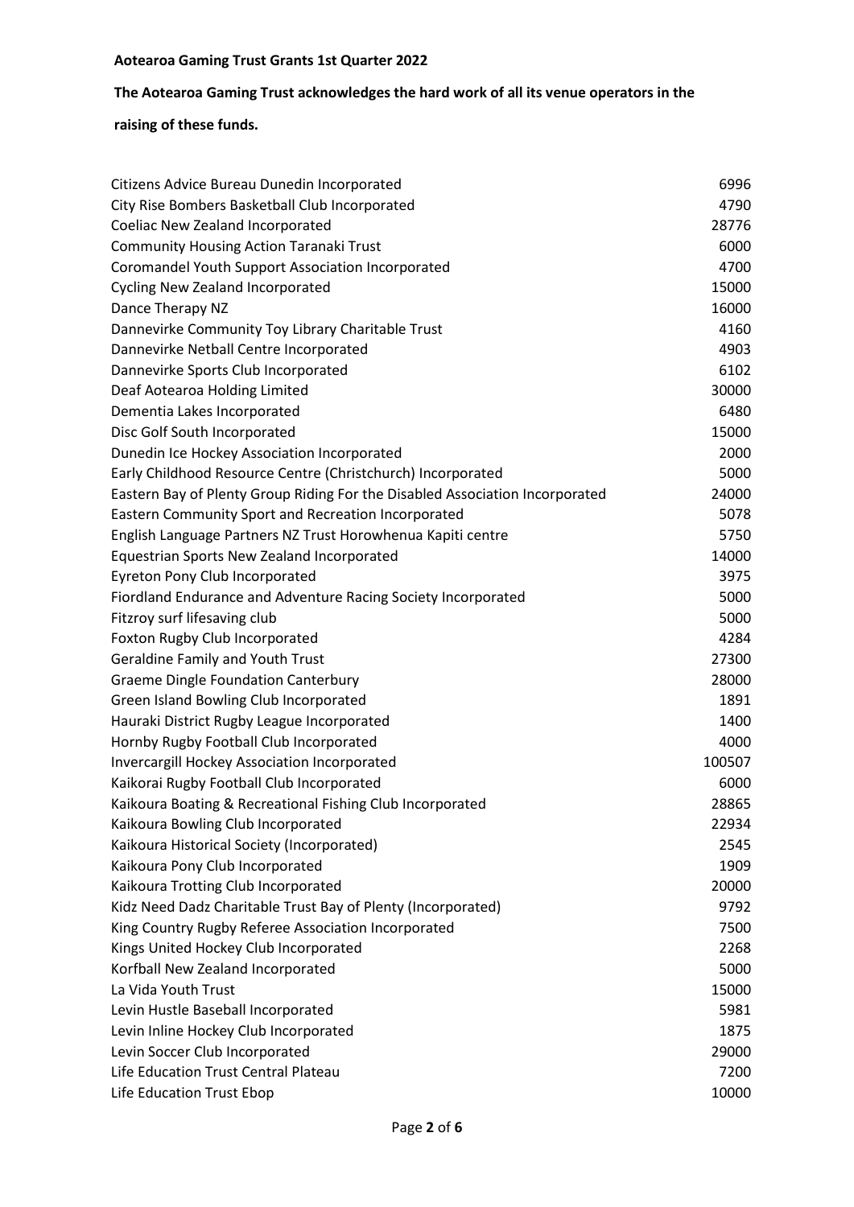**Aotearoa Gaming Trust Grants 1st Quarter 2022**

**The Aotearoa Gaming Trust acknowledges the hard work of all its venue operators in the raising of these funds.**

| | |
|---|---|
| Citizens Advice Bureau Dunedin Incorporated | 6996 |
| City Rise Bombers Basketball Club Incorporated | 4790 |
| Coeliac New Zealand Incorporated | 28776 |
| Community Housing Action Taranaki Trust | 6000 |
| Coromandel Youth Support Association Incorporated | 4700 |
| Cycling New Zealand Incorporated | 15000 |
| Dance Therapy NZ | 16000 |
| Dannevirke Community Toy Library Charitable Trust | 4160 |
| Dannevirke Netball Centre Incorporated | 4903 |
| Dannevirke Sports Club Incorporated | 6102 |
| Deaf Aotearoa Holding Limited | 30000 |
| Dementia Lakes Incorporated | 6480 |
| Disc Golf South Incorporated | 15000 |
| Dunedin Ice Hockey Association Incorporated | 2000 |
| Early Childhood Resource Centre (Christchurch) Incorporated | 5000 |
| Eastern Bay of Plenty Group Riding For the Disabled Association Incorporated | 24000 |
| Eastern Community Sport and Recreation Incorporated | 5078 |
| English Language Partners NZ Trust Horowhenua Kapiti centre | 5750 |
| Equestrian Sports New Zealand Incorporated | 14000 |
| Eyreton Pony Club Incorporated | 3975 |
| Fiordland Endurance and Adventure Racing Society Incorporated | 5000 |
| Fitzroy surf lifesaving club | 5000 |
| Foxton Rugby Club Incorporated | 4284 |
| Geraldine Family and Youth Trust | 27300 |
| Graeme Dingle Foundation Canterbury | 28000 |
| Green Island Bowling Club Incorporated | 1891 |
| Hauraki District Rugby League Incorporated | 1400 |
| Hornby Rugby Football Club Incorporated | 4000 |
| Invercargill Hockey Association Incorporated | 100507 |
| Kaikorai Rugby Football Club Incorporated | 6000 |
| Kaikoura Boating & Recreational Fishing Club Incorporated | 28865 |
| Kaikoura Bowling Club Incorporated | 22934 |
| Kaikoura Historical Society (Incorporated) | 2545 |
| Kaikoura Pony Club Incorporated | 1909 |
| Kaikoura Trotting Club Incorporated | 20000 |
| Kidz Need Dadz Charitable Trust Bay of Plenty (Incorporated) | 9792 |
| King Country Rugby Referee Association Incorporated | 7500 |
| Kings United Hockey Club Incorporated | 2268 |
| Korfball New Zealand Incorporated | 5000 |
| La Vida Youth Trust | 15000 |
| Levin Hustle Baseball Incorporated | 5981 |
| Levin Inline Hockey Club Incorporated | 1875 |
| Levin Soccer Club Incorporated | 29000 |
| Life Education Trust Central Plateau | 7200 |
| Life Education Trust Ebop | 10000 |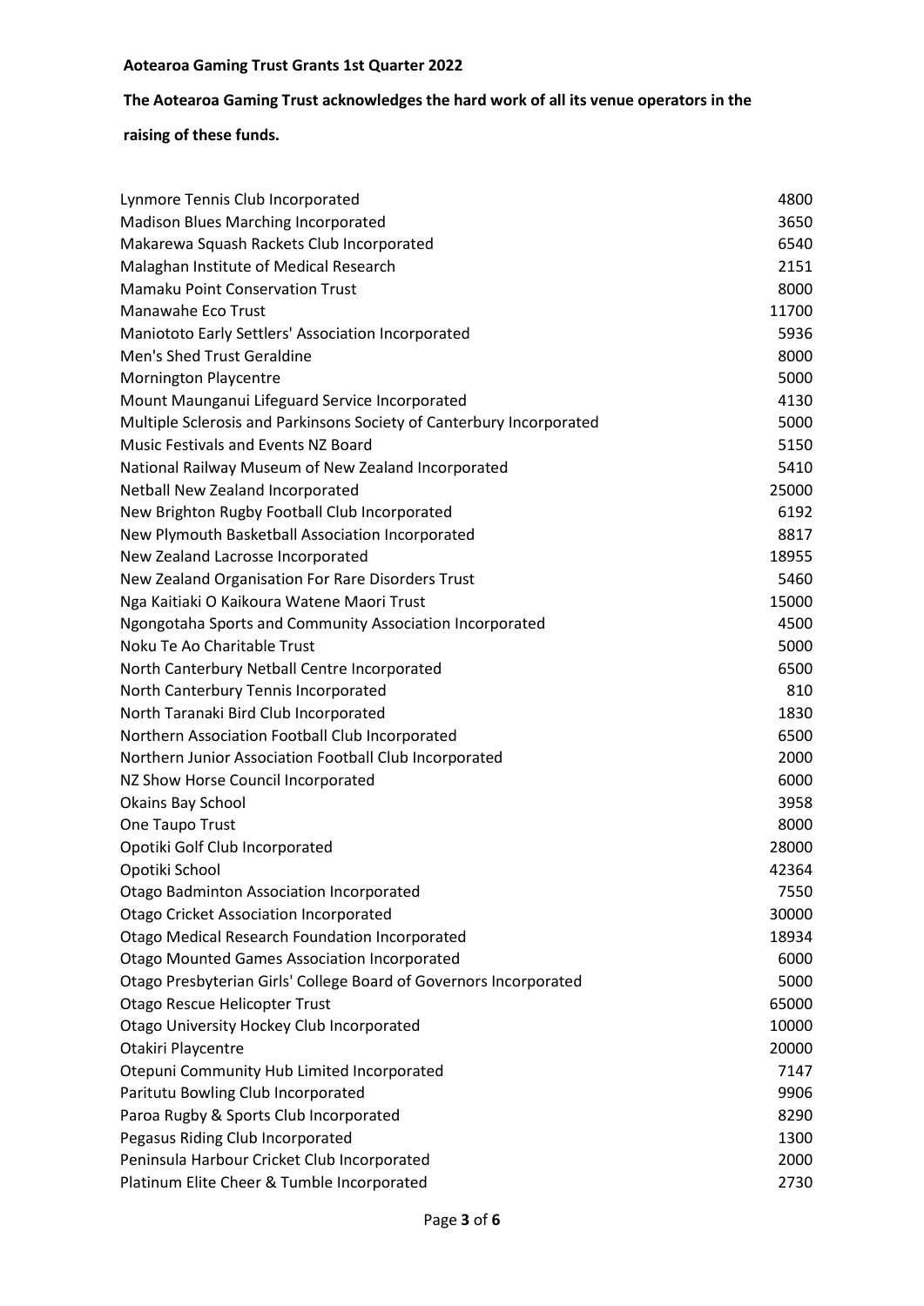**Aotearoa Gaming Trust Grants 1st Quarter 2022**

**The Aotearoa Gaming Trust acknowledges the hard work of all its venue operators in the raising of these funds.**

| | |
|---|---:|
| Lynmore Tennis Club Incorporated | 4800 |
| Madison Blues Marching Incorporated | 3650 |
| Makarewa Squash Rackets Club Incorporated | 6540 |
| Malaghan Institute of Medical Research | 2151 |
| Mamaku Point Conservation Trust | 8000 |
| Manawahe Eco Trust | 11700 |
| Maniototo Early Settlers' Association Incorporated | 5936 |
| Men's Shed Trust Geraldine | 8000 |
| Mornington Playcentre | 5000 |
| Mount Maunganui Lifeguard Service Incorporated | 4130 |
| Multiple Sclerosis and Parkinsons Society of Canterbury Incorporated | 5000 |
| Music Festivals and Events NZ Board | 5150 |
| National Railway Museum of New Zealand Incorporated | 5410 |
| Netball New Zealand Incorporated | 25000 |
| New Brighton Rugby Football Club Incorporated | 6192 |
| New Plymouth Basketball Association Incorporated | 8817 |
| New Zealand Lacrosse Incorporated | 18955 |
| New Zealand Organisation For Rare Disorders Trust | 5460 |
| Nga Kaitiaki O Kaikoura Watene Maori Trust | 15000 |
| Ngongotaha Sports and Community Association Incorporated | 4500 |
| Noku Te Ao Charitable Trust | 5000 |
| North Canterbury Netball Centre Incorporated | 6500 |
| North Canterbury Tennis Incorporated | 810 |
| North Taranaki Bird Club Incorporated | 1830 |
| Northern Association Football Club Incorporated | 6500 |
| Northern Junior Association Football Club Incorporated | 2000 |
| NZ Show Horse Council Incorporated | 6000 |
| Okains Bay School | 3958 |
| One Taupo Trust | 8000 |
| Opotiki Golf Club Incorporated | 28000 |
| Opotiki School | 42364 |
| Otago Badminton Association Incorporated | 7550 |
| Otago Cricket Association Incorporated | 30000 |
| Otago Medical Research Foundation Incorporated | 18934 |
| Otago Mounted Games Association Incorporated | 6000 |
| Otago Presbyterian Girls' College Board of Governors Incorporated | 5000 |
| Otago Rescue Helicopter Trust | 65000 |
| Otago University Hockey Club Incorporated | 10000 |
| Otakiri Playcentre | 20000 |
| Otepuni Community Hub Limited Incorporated | 7147 |
| Paritutu Bowling Club Incorporated | 9906 |
| Paroa Rugby & Sports Club Incorporated | 8290 |
| Pegasus Riding Club Incorporated | 1300 |
| Peninsula Harbour Cricket Club Incorporated | 2000 |
| Platinum Elite Cheer & Tumble Incorporated | 2730 |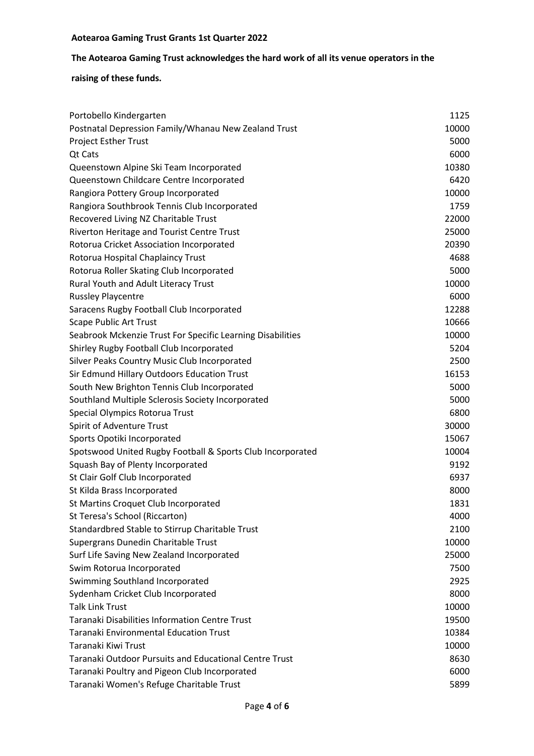**Aotearoa Gaming Trust Grants 1st Quarter 2022**

**The Aotearoa Gaming Trust acknowledges the hard work of all its venue operators in the raising of these funds.**

| | |
|---|---|
| Portobello Kindergarten | 1125 |
| Postnatal Depression Family/Whanau New Zealand Trust | 10000 |
| Project Esther Trust | 5000 |
| Qt Cats | 6000 |
| Queenstown Alpine Ski Team Incorporated | 10380 |
| Queenstown Childcare Centre Incorporated | 6420 |
| Rangiora Pottery Group Incorporated | 10000 |
| Rangiora Southbrook Tennis Club Incorporated | 1759 |
| Recovered Living NZ Charitable Trust | 22000 |
| Riverton Heritage and Tourist Centre Trust | 25000 |
| Rotorua Cricket Association Incorporated | 20390 |
| Rotorua Hospital Chaplaincy Trust | 4688 |
| Rotorua Roller Skating Club Incorporated | 5000 |
| Rural Youth and Adult Literacy Trust | 10000 |
| Russley Playcentre | 6000 |
| Saracens Rugby Football Club Incorporated | 12288 |
| Scape Public Art Trust | 10666 |
| Seabrook Mckenzie Trust For Specific Learning Disabilities | 10000 |
| Shirley Rugby Football Club Incorporated | 5204 |
| Silver Peaks Country Music Club Incorporated | 2500 |
| Sir Edmund Hillary Outdoors Education Trust | 16153 |
| South New Brighton Tennis Club Incorporated | 5000 |
| Southland Multiple Sclerosis Society Incorporated | 5000 |
| Special Olympics Rotorua Trust | 6800 |
| Spirit of Adventure Trust | 30000 |
| Sports Opotiki Incorporated | 15067 |
| Spotswood United Rugby Football & Sports Club Incorporated | 10004 |
| Squash Bay of Plenty Incorporated | 9192 |
| St Clair Golf Club Incorporated | 6937 |
| St Kilda Brass Incorporated | 8000 |
| St Martins Croquet Club Incorporated | 1831 |
| St Teresa's School (Riccarton) | 4000 |
| Standardbred Stable to Stirrup Charitable Trust | 2100 |
| Supergrans Dunedin Charitable Trust | 10000 |
| Surf Life Saving New Zealand Incorporated | 25000 |
| Swim Rotorua Incorporated | 7500 |
| Swimming Southland Incorporated | 2925 |
| Sydenham Cricket Club Incorporated | 8000 |
| Talk Link Trust | 10000 |
| Taranaki Disabilities Information Centre Trust | 19500 |
| Taranaki Environmental Education Trust | 10384 |
| Taranaki Kiwi Trust | 10000 |
| Taranaki Outdoor Pursuits and Educational Centre Trust | 8630 |
| Taranaki Poultry and Pigeon Club Incorporated | 6000 |
| Taranaki Women's Refuge Charitable Trust | 5899 |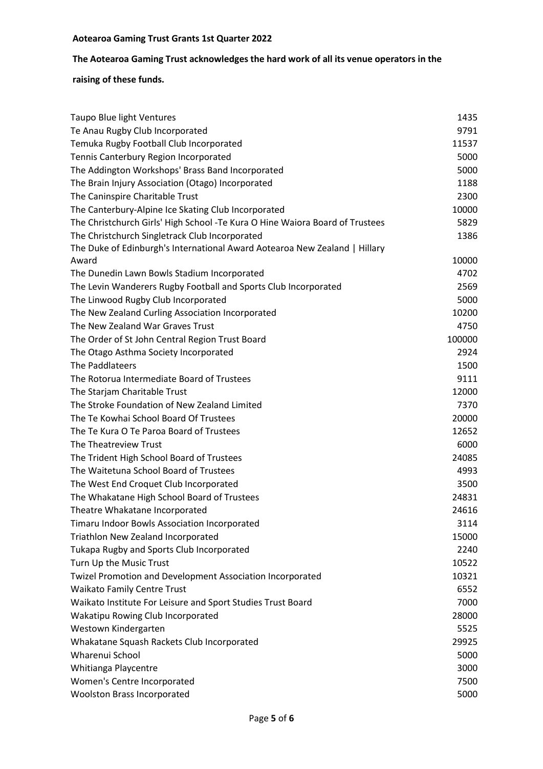**Aotearoa Gaming Trust Grants 1st Quarter 2022**

**The Aotearoa Gaming Trust acknowledges the hard work of all its venue operators in the raising of these funds.**

| | |
|---|---|
| Taupo Blue light Ventures | 1435 |
| Te Anau Rugby Club Incorporated | 9791 |
| Temuka Rugby Football Club Incorporated | 11537 |
| Tennis Canterbury Region Incorporated | 5000 |
| The Addington Workshops' Brass Band Incorporated | 5000 |
| The Brain Injury Association (Otago) Incorporated | 1188 |
| The Caninspire Charitable Trust | 2300 |
| The Canterbury-Alpine Ice Skating Club Incorporated | 10000 |
| The Christchurch Girls' High School -Te Kura O Hine Waiora Board of Trustees | 5829 |
| The Christchurch Singletrack Club Incorporated | 1386 |
| The Duke of Edinburgh's International Award Aotearoa New Zealand \| Hillary Award | 10000 |
| The Dunedin Lawn Bowls Stadium Incorporated | 4702 |
| The Levin Wanderers Rugby Football and Sports Club Incorporated | 2569 |
| The Linwood Rugby Club Incorporated | 5000 |
| The New Zealand Curling Association Incorporated | 10200 |
| The New Zealand War Graves Trust | 4750 |
| The Order of St John Central Region Trust Board | 100000 |
| The Otago Asthma Society Incorporated | 2924 |
| The Paddlateers | 1500 |
| The Rotorua Intermediate Board of Trustees | 9111 |
| The Starjam Charitable Trust | 12000 |
| The Stroke Foundation of New Zealand Limited | 7370 |
| The Te Kowhai School Board Of Trustees | 20000 |
| The Te Kura O Te Paroa Board of Trustees | 12652 |
| The Theatreview Trust | 6000 |
| The Trident High School Board of Trustees | 24085 |
| The Waitetuna School Board of Trustees | 4993 |
| The West End Croquet Club Incorporated | 3500 |
| The Whakatane High School Board of Trustees | 24831 |
| Theatre Whakatane Incorporated | 24616 |
| Timaru Indoor Bowls Association Incorporated | 3114 |
| Triathlon New Zealand Incorporated | 15000 |
| Tukapa Rugby and Sports Club Incorporated | 2240 |
| Turn Up the Music Trust | 10522 |
| Twizel Promotion and Development Association Incorporated | 10321 |
| Waikato Family Centre Trust | 6552 |
| Waikato Institute For Leisure and Sport Studies Trust Board | 7000 |
| Wakatipu Rowing Club Incorporated | 28000 |
| Westown Kindergarten | 5525 |
| Whakatane Squash Rackets Club Incorporated | 29925 |
| Wharenui School | 5000 |
| Whitianga Playcentre | 3000 |
| Women's Centre Incorporated | 7500 |
| Woolston Brass Incorporated | 5000 |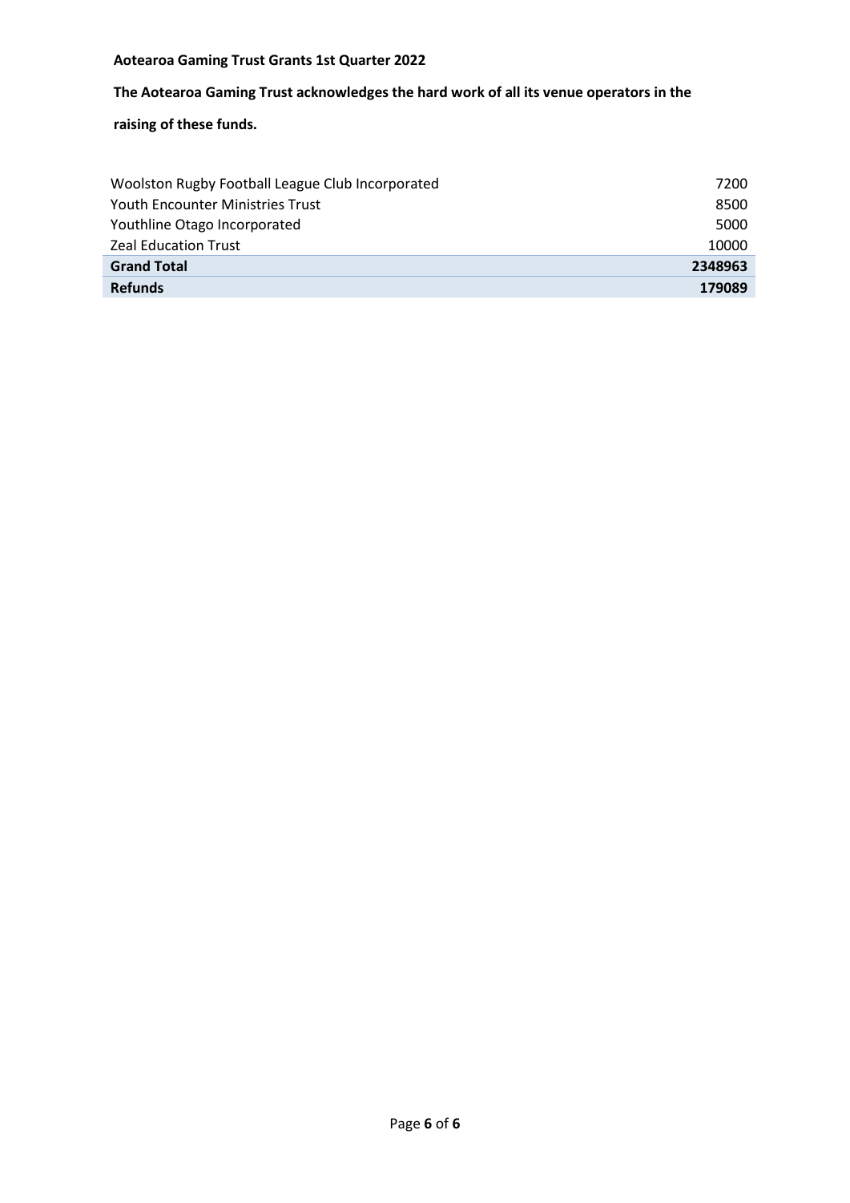**Aotearoa Gaming Trust Grants 1st Quarter 2022**

**The Aotearoa Gaming Trust acknowledges the hard work of all its venue operators in the raising of these funds.**

| | |
|---|---|
| Woolston Rugby Football League Club Incorporated | 7200 |
| Youth Encounter Ministries Trust | 8500 |
| Youthline Otago Incorporated | 5000 |
| Zeal Education Trust | 10000 |
| **Grand Total** | **2348963** |
| **Refunds** | **179089** |